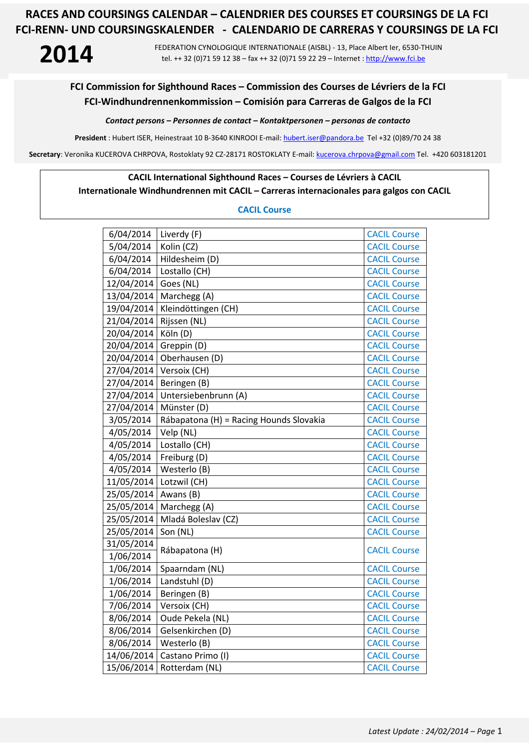# RACES AND COURSINGS CALENDAR – CALENDRIER DES COURSES ET COURSINGS DE LA FCI
# FCI-RENN- UND COURSINGSKALENDER - CALENDARIO DE CARRERAS Y COURSINGS DE LA FCI

**2014**

FEDERATION CYNOLOGIQUE INTERNATIONALE (AISBL) - 13, Place Albert Ier, 6530-THUIN
tel. ++ 32 (0)71 59 12 38 – fax ++ 32 (0)71 59 22 29 – Internet : http://www.fci.be

## FCI Commission for Sighthound Races – Commission des Courses de Lévriers de la FCI
## FCI-Windhundrennenkommission – Comisión para Carreras de Galgos de la FCI

***Contact persons – Personnes de contact – Kontaktpersonen – personas de contacto***

**President** : Hubert ISER, Heinestraat 10 B-3640 KINROOI E-mail: hubert.iser@pandora.be Tel +32 (0)89/70 24 38

**Secretary**: Veronika KUCEROVA CHRPOVA, Rostoklaty 92 CZ-28171 ROSTOKLATY E-mail: kucerova.chrpova@gmail.com Tel. +420 603181201

**CACIL International Sighthound Races – Courses de Lévriers à CACIL**
**Internationale Windhundrennen mit CACIL – Carreras internacionales para galgos con CACIL**

**CACIL Course**

| Date | Place | Type |
|---|---|---|
| 6/04/2014 | Liverdy (F) | CACIL Course |
| 5/04/2014 | Kolin (CZ) | CACIL Course |
| 6/04/2014 | Hildesheim (D) | CACIL Course |
| 6/04/2014 | Lostallo (CH) | CACIL Course |
| 12/04/2014 | Goes (NL) | CACIL Course |
| 13/04/2014 | Marchegg (A) | CACIL Course |
| 19/04/2014 | Kleindöttingen (CH) | CACIL Course |
| 21/04/2014 | Rijssen (NL) | CACIL Course |
| 20/04/2014 | Köln (D) | CACIL Course |
| 20/04/2014 | Greppin (D) | CACIL Course |
| 20/04/2014 | Oberhausen (D) | CACIL Course |
| 27/04/2014 | Versoix (CH) | CACIL Course |
| 27/04/2014 | Beringen (B) | CACIL Course |
| 27/04/2014 | Untersiebenbrunn (A) | CACIL Course |
| 27/04/2014 | Münster (D) | CACIL Course |
| 3/05/2014 | Rábapatona (H) = Racing Hounds Slovakia | CACIL Course |
| 4/05/2014 | Velp (NL) | CACIL Course |
| 4/05/2014 | Lostallo (CH) | CACIL Course |
| 4/05/2014 | Freiburg (D) | CACIL Course |
| 4/05/2014 | Westerlo (B) | CACIL Course |
| 11/05/2014 | Lotzwil (CH) | CACIL Course |
| 25/05/2014 | Awans (B) | CACIL Course |
| 25/05/2014 | Marchegg (A) | CACIL Course |
| 25/05/2014 | Mladá Boleslav (CZ) | CACIL Course |
| 25/05/2014 | Son (NL) | CACIL Course |
| 31/05/2014<br>1/06/2014 | Rábapatona (H) | CACIL Course |
| 1/06/2014 | Spaarndam (NL) | CACIL Course |
| 1/06/2014 | Landstuhl (D) | CACIL Course |
| 1/06/2014 | Beringen (B) | CACIL Course |
| 7/06/2014 | Versoix (CH) | CACIL Course |
| 8/06/2014 | Oude Pekela (NL) | CACIL Course |
| 8/06/2014 | Gelsenkirchen (D) | CACIL Course |
| 8/06/2014 | Westerlo (B) | CACIL Course |
| 14/06/2014 | Castano Primo (I) | CACIL Course |
| 15/06/2014 | Rotterdam (NL) | CACIL Course |

*Latest Update : 24/02/2014*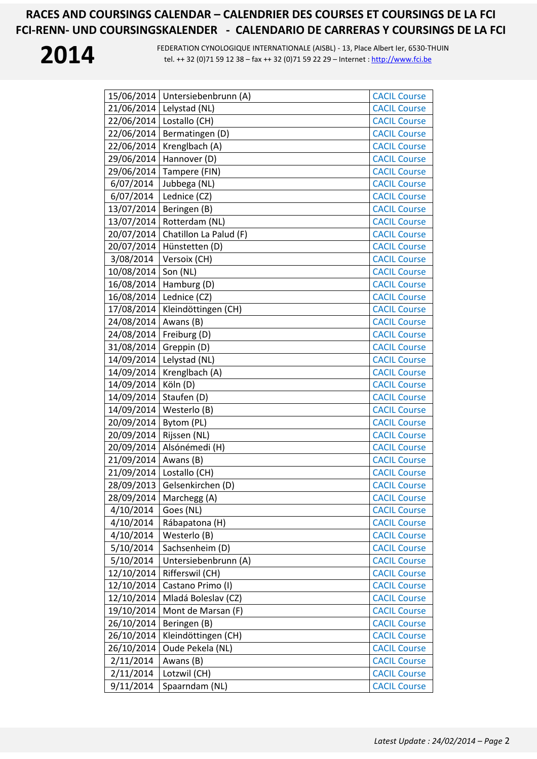| | | |
|---|---|---|
| 15/06/2014 | Untersiebenbrunn (A) | CACIL Course |
| 21/06/2014 | Lelystad (NL) | CACIL Course |
| 22/06/2014 | Lostallo (CH) | CACIL Course |
| 22/06/2014 | Bermatingen (D) | CACIL Course |
| 22/06/2014 | Krenglbach (A) | CACIL Course |
| 29/06/2014 | Hannover (D) | CACIL Course |
| 29/06/2014 | Tampere (FIN) | CACIL Course |
| 6/07/2014 | Jubbega (NL) | CACIL Course |
| 6/07/2014 | Lednice (CZ) | CACIL Course |
| 13/07/2014 | Beringen (B) | CACIL Course |
| 13/07/2014 | Rotterdam (NL) | CACIL Course |
| 20/07/2014 | Chatillon La Palud (F) | CACIL Course |
| 20/07/2014 | Hünstetten (D) | CACIL Course |
| 3/08/2014 | Versoix (CH) | CACIL Course |
| 10/08/2014 | Son (NL) | CACIL Course |
| 16/08/2014 | Hamburg (D) | CACIL Course |
| 16/08/2014 | Lednice (CZ) | CACIL Course |
| 17/08/2014 | Kleindöttingen (CH) | CACIL Course |
| 24/08/2014 | Awans (B) | CACIL Course |
| 24/08/2014 | Freiburg (D) | CACIL Course |
| 31/08/2014 | Greppin (D) | CACIL Course |
| 14/09/2014 | Lelystad (NL) | CACIL Course |
| 14/09/2014 | Krenglbach (A) | CACIL Course |
| 14/09/2014 | Köln (D) | CACIL Course |
| 14/09/2014 | Staufen (D) | CACIL Course |
| 14/09/2014 | Westerlo (B) | CACIL Course |
| 20/09/2014 | Bytom (PL) | CACIL Course |
| 20/09/2014 | Rijssen (NL) | CACIL Course |
| 20/09/2014 | Alsónémedi (H) | CACIL Course |
| 21/09/2014 | Awans (B) | CACIL Course |
| 21/09/2014 | Lostallo (CH) | CACIL Course |
| 28/09/2013 | Gelsenkirchen (D) | CACIL Course |
| 28/09/2014 | Marchegg (A) | CACIL Course |
| 4/10/2014 | Goes (NL) | CACIL Course |
| 4/10/2014 | Rábapatona (H) | CACIL Course |
| 4/10/2014 | Westerlo (B) | CACIL Course |
| 5/10/2014 | Sachsenheim (D) | CACIL Course |
| 5/10/2014 | Untersiebenbrunn (A) | CACIL Course |
| 12/10/2014 | Rifferswil (CH) | CACIL Course |
| 12/10/2014 | Castano Primo (I) | CACIL Course |
| 12/10/2014 | Mladá Boleslav (CZ) | CACIL Course |
| 19/10/2014 | Mont de Marsan (F) | CACIL Course |
| 26/10/2014 | Beringen (B) | CACIL Course |
| 26/10/2014 | Kleindöttingen (CH) | CACIL Course |
| 26/10/2014 | Oude Pekela (NL) | CACIL Course |
| 2/11/2014 | Awans (B) | CACIL Course |
| 2/11/2014 | Lotzwil (CH) | CACIL Course |
| 9/11/2014 | Spaarndam (NL) | CACIL Course |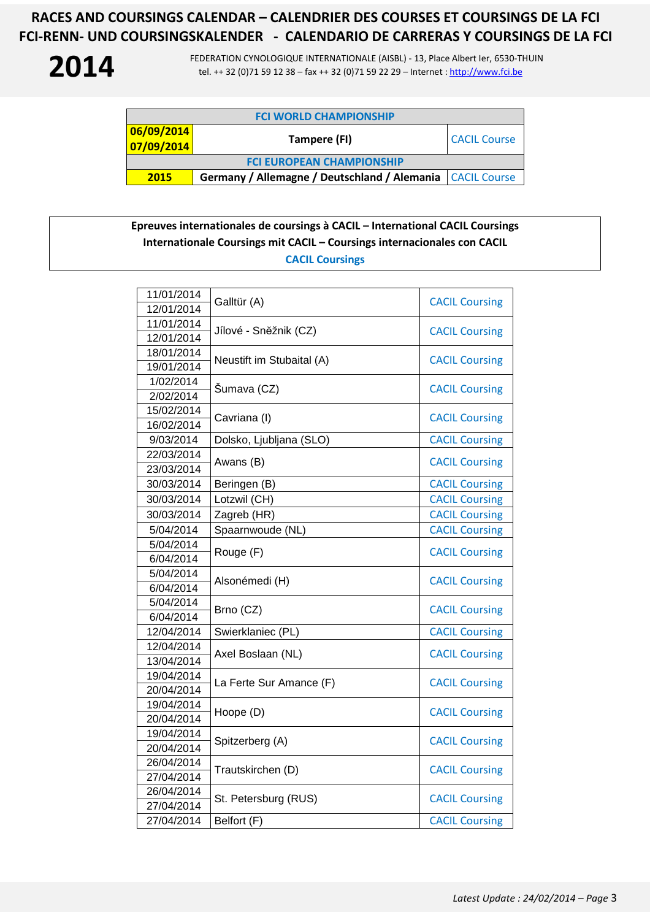# RACES AND COURSINGS CALENDAR – CALENDRIER DES COURSES ET COURSINGS DE LA FCI
# FCI-RENN- UND COURSINGSKALENDER - CALENDARIO DE CARRERAS Y COURSINGS DE LA FCI

**2014**

FEDERATION CYNOLOGIQUE INTERNATIONALE (AISBL) - 13, Place Albert Ier, 6530-THUIN
tel. ++ 32 (0)71 59 12 38 – fax ++ 32 (0)71 59 22 29 – Internet : http://www.fci.be

| FCI WORLD CHAMPIONSHIP | | |
|---|---|---|
| 06/09/2014<br>07/09/2014 | Tampere (FI) | CACIL Course |
| **FCI EUROPEAN CHAMPIONSHIP** | | |
| 2015 | Germany / Allemagne / Deutschland / Alemania | CACIL Course |

**Epreuves internationales de coursings à CACIL – International CACIL Coursings**
**Internationale Coursings mit CACIL – Coursings internacionales con CACIL**
**CACIL Coursings**

| Date | Place | Type |
|---|---|---|
| 11/01/2014<br>12/01/2014 | Galltür (A) | CACIL Coursing |
| 11/01/2014<br>12/01/2014 | Jílové - Sněžnik (CZ) | CACIL Coursing |
| 18/01/2014<br>19/01/2014 | Neustift im Stubaital (A) | CACIL Coursing |
| 1/02/2014<br>2/02/2014 | Šumava (CZ) | CACIL Coursing |
| 15/02/2014<br>16/02/2014 | Cavriana (I) | CACIL Coursing |
| 9/03/2014 | Dolsko, Ljubljana (SLO) | CACIL Coursing |
| 22/03/2014<br>23/03/2014 | Awans (B) | CACIL Coursing |
| 30/03/2014 | Beringen (B) | CACIL Coursing |
| 30/03/2014 | Lotzwil (CH) | CACIL Coursing |
| 30/03/2014 | Zagreb (HR) | CACIL Coursing |
| 5/04/2014 | Spaarnwoude (NL) | CACIL Coursing |
| 5/04/2014<br>6/04/2014 | Rouge (F) | CACIL Coursing |
| 5/04/2014<br>6/04/2014 | Alsonémedi (H) | CACIL Coursing |
| 5/04/2014<br>6/04/2014 | Brno (CZ) | CACIL Coursing |
| 12/04/2014 | Swierklaniec (PL) | CACIL Coursing |
| 12/04/2014<br>13/04/2014 | Axel Boslaan (NL) | CACIL Coursing |
| 19/04/2014<br>20/04/2014 | La Ferte Sur Amance (F) | CACIL Coursing |
| 19/04/2014<br>20/04/2014 | Hoope (D) | CACIL Coursing |
| 19/04/2014<br>20/04/2014 | Spitzerberg (A) | CACIL Coursing |
| 26/04/2014<br>27/04/2014 | Trautskirchen (D) | CACIL Coursing |
| 26/04/2014<br>27/04/2014 | St. Petersburg (RUS) | CACIL Coursing |
| 27/04/2014 | Belfort (F) | CACIL Coursing |

*Latest Update : 24/02/2014*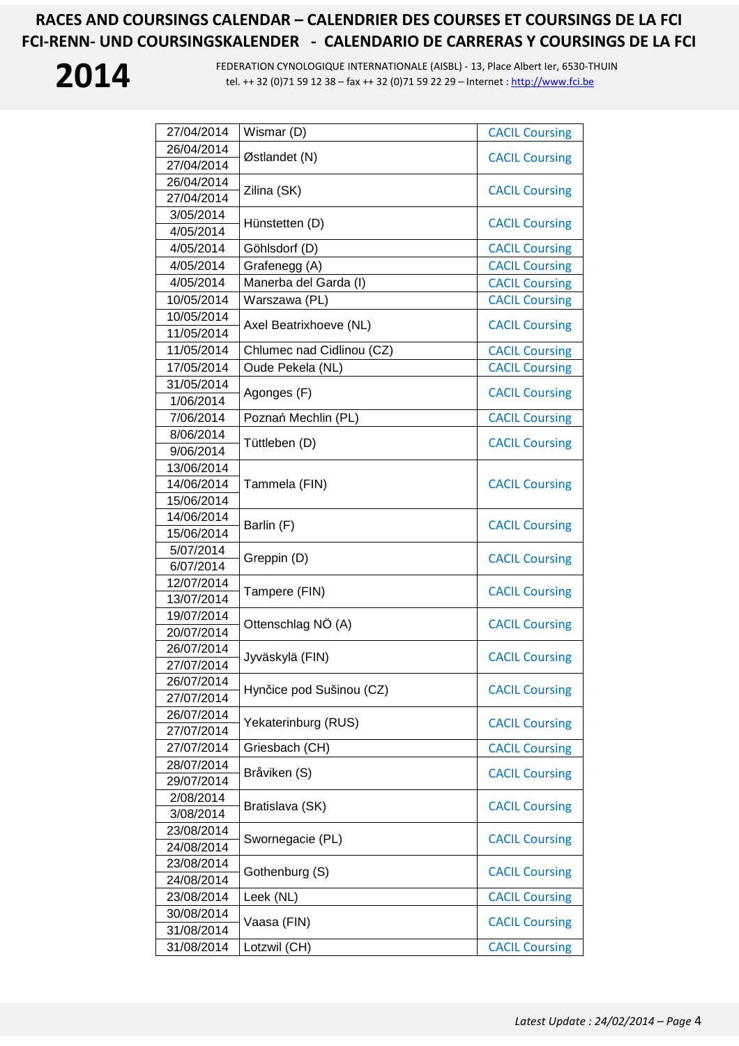# RACES AND COURSINGS CALENDAR – CALENDRIER DES COURSES ET COURSINGS DE LA FCI
# FCI-RENN- UND COURSINGSKALENDER - CALENDARIO DE CARRERAS Y COURSINGS DE LA FCI

**2014**

FEDERATION CYNOLOGIQUE INTERNATIONALE (AISBL) - 13, Place Albert Ier, 6530-THUIN
tel. ++ 32 (0)71 59 12 38 – fax ++ 32 (0)71 59 22 29 – Internet : http://www.fci.be

| Date | Place | Type |
|---|---|---|
| 27/04/2014 | Wismar (D) | CACIL Coursing |
| 26/04/2014<br>27/04/2014 | Østlandet (N) | CACIL Coursing |
| 26/04/2014<br>27/04/2014 | Zilina (SK) | CACIL Coursing |
| 3/05/2014<br>4/05/2014 | Hünstetten (D) | CACIL Coursing |
| 4/05/2014 | Göhlsdorf (D) | CACIL Coursing |
| 4/05/2014 | Grafenegg (A) | CACIL Coursing |
| 4/05/2014 | Manerba del Garda (I) | CACIL Coursing |
| 10/05/2014 | Warszawa (PL) | CACIL Coursing |
| 10/05/2014<br>11/05/2014 | Axel Beatrixhoeve (NL) | CACIL Coursing |
| 11/05/2014 | Chlumec nad Cidlinou (CZ) | CACIL Coursing |
| 17/05/2014 | Oude Pekela (NL) | CACIL Coursing |
| 31/05/2014<br>1/06/2014 | Agonges (F) | CACIL Coursing |
| 7/06/2014 | Poznań Mechlin (PL) | CACIL Coursing |
| 8/06/2014<br>9/06/2014 | Tüttleben (D) | CACIL Coursing |
| 13/06/2014<br>14/06/2014<br>15/06/2014 | Tammela (FIN) | CACIL Coursing |
| 14/06/2014<br>15/06/2014 | Barlin (F) | CACIL Coursing |
| 5/07/2014<br>6/07/2014 | Greppin (D) | CACIL Coursing |
| 12/07/2014<br>13/07/2014 | Tampere (FIN) | CACIL Coursing |
| 19/07/2014<br>20/07/2014 | Ottenschlag NÖ (A) | CACIL Coursing |
| 26/07/2014<br>27/07/2014 | Jyväskylä (FIN) | CACIL Coursing |
| 26/07/2014<br>27/07/2014 | Hynčice pod Sušinou (CZ) | CACIL Coursing |
| 26/07/2014<br>27/07/2014 | Yekaterinburg (RUS) | CACIL Coursing |
| 27/07/2014 | Griesbach (CH) | CACIL Coursing |
| 28/07/2014<br>29/07/2014 | Bråviken (S) | CACIL Coursing |
| 2/08/2014<br>3/08/2014 | Bratislava (SK) | CACIL Coursing |
| 23/08/2014<br>24/08/2014 | Swornegacie (PL) | CACIL Coursing |
| 23/08/2014<br>24/08/2014 | Gothenburg (S) | CACIL Coursing |
| 23/08/2014 | Leek (NL) | CACIL Coursing |
| 30/08/2014<br>31/08/2014 | Vaasa (FIN) | CACIL Coursing |
| 31/08/2014 | Lotzwil (CH) | CACIL Coursing |

*Latest Update : 24/02/2014*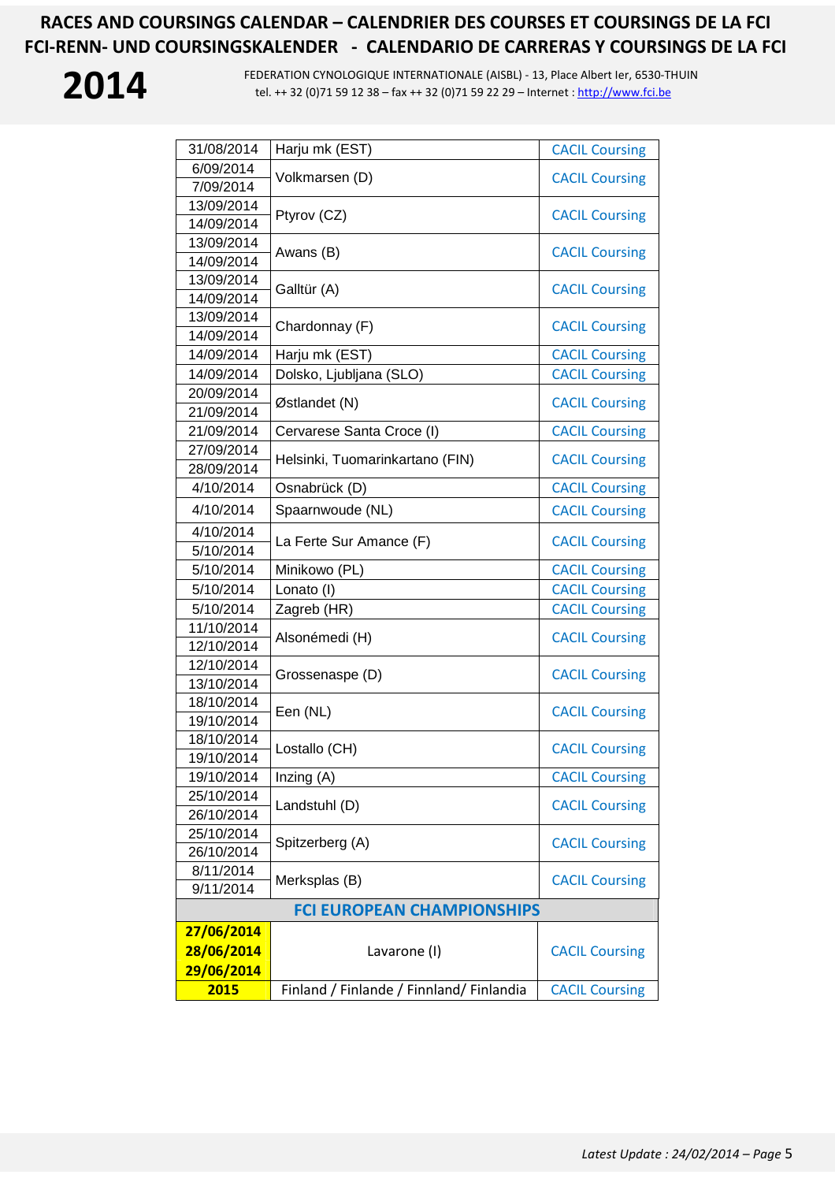# RACES AND COURSINGS CALENDAR – CALENDRIER DES COURSES ET COURSINGS DE LA FCI
# FCI-RENN- UND COURSINGSKALENDER - CALENDARIO DE CARRERAS Y COURSINGS DE LA FCI

**2014**

FEDERATION CYNOLOGIQUE INTERNATIONALE (AISBL) - 13, Place Albert Ier, 6530-THUIN
tel. ++ 32 (0)71 59 12 38 – fax ++ 32 (0)71 59 22 29 – Internet : http://www.fci.be

| | | |
|---|---|---|
| 31/08/2014 | Harju mk (EST) | CACIL Coursing |
| 6/09/2014<br>7/09/2014 | Volkmarsen (D) | CACIL Coursing |
| 13/09/2014<br>14/09/2014 | Ptyrov (CZ) | CACIL Coursing |
| 13/09/2014<br>14/09/2014 | Awans (B) | CACIL Coursing |
| 13/09/2014<br>14/09/2014 | Galltür (A) | CACIL Coursing |
| 13/09/2014<br>14/09/2014 | Chardonnay (F) | CACIL Coursing |
| 14/09/2014 | Harju mk (EST) | CACIL Coursing |
| 14/09/2014 | Dolsko, Ljubljana (SLO) | CACIL Coursing |
| 20/09/2014<br>21/09/2014 | Østlandet (N) | CACIL Coursing |
| 21/09/2014 | Cervarese Santa Croce (I) | CACIL Coursing |
| 27/09/2014<br>28/09/2014 | Helsinki, Tuomarinkartano (FIN) | CACIL Coursing |
| 4/10/2014 | Osnabrück (D) | CACIL Coursing |
| 4/10/2014 | Spaarnwoude (NL) | CACIL Coursing |
| 4/10/2014<br>5/10/2014 | La Ferte Sur Amance (F) | CACIL Coursing |
| 5/10/2014 | Minikowo (PL) | CACIL Coursing |
| 5/10/2014 | Lonato (I) | CACIL Coursing |
| 5/10/2014 | Zagreb (HR) | CACIL Coursing |
| 11/10/2014<br>12/10/2014 | Alsonémedi (H) | CACIL Coursing |
| 12/10/2014<br>13/10/2014 | Grossenaspe (D) | CACIL Coursing |
| 18/10/2014<br>19/10/2014 | Een (NL) | CACIL Coursing |
| 18/10/2014<br>19/10/2014 | Lostallo (CH) | CACIL Coursing |
| 19/10/2014 | Inzing (A) | CACIL Coursing |
| 25/10/2014<br>26/10/2014 | Landstuhl (D) | CACIL Coursing |
| 25/10/2014<br>26/10/2014 | Spitzerberg (A) | CACIL Coursing |
| 8/11/2014<br>9/11/2014 | Merksplas (B) | CACIL Coursing |
| **FCI EUROPEAN CHAMPIONSHIPS** | | |
| **27/06/2014<br>28/06/2014<br>29/06/2014** | Lavarone (I) | CACIL Coursing |
| **2015** | Finland / Finlande / Finnland/ Finlandia | CACIL Coursing |

*Latest Update : 24/02/2014*